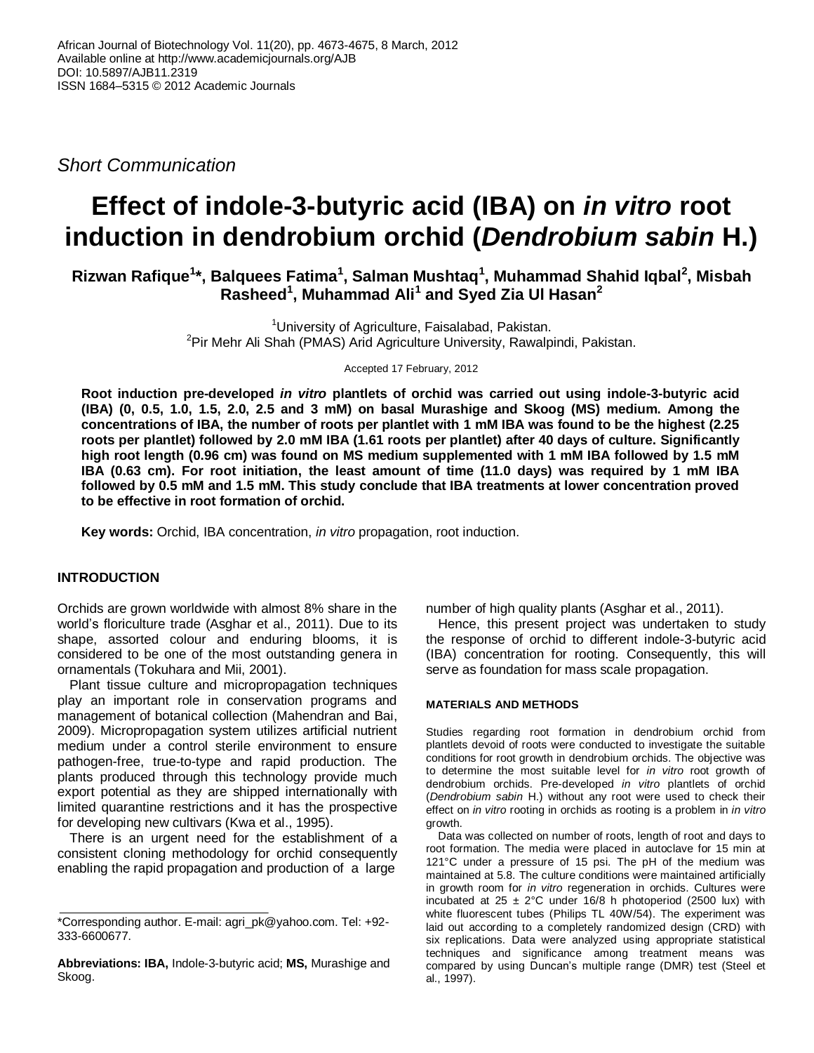*Short Communication*

# Effect of indole-3-butyric acid (IBA) on *in vitro* root induction in dendrobium orchid (*Dendrobium sabin* H.)

**Rizwan Rafique[1]\*, Balquees Fatima[1], Salman Mushtaq[1], Muhammad Shahid Iqbal[2], Misbah Rasheed[1], Muhammad Ali[1] and Syed Zia Ul Hasan[2]**

[1]University of Agriculture, Faisalabad, Pakistan.
[2]Pir Mehr Ali Shah (PMAS) Arid Agriculture University, Rawalpindi, Pakistan.

Accepted 17 February, 2012

**Root induction pre-developed *in vitro* plantlets of orchid was carried out using indole-3-butyric acid (IBA) (0, 0.5, 1.0, 1.5, 2.0, 2.5 and 3 mM) on basal Murashige and Skoog (MS) medium. Among the concentrations of IBA, the number of roots per plantlet with 1 mM IBA was found to be the highest (2.25 roots per plantlet) followed by 2.0 mM IBA (1.61 roots per plantlet) after 40 days of culture. Significantly high root length (0.96 cm) was found on MS medium supplemented with 1 mM IBA followed by 1.5 mM IBA (0.63 cm). For root initiation, the least amount of time (11.0 days) was required by 1 mM IBA followed by 0.5 mM and 1.5 mM. This study conclude that IBA treatments at lower concentration proved to be effective in root formation of orchid.**

**Key words:** Orchid, IBA concentration, *in vitro* propagation, root induction.

## INTRODUCTION

Orchids are grown worldwide with almost 8% share in the world's floriculture trade (Asghar et al., 2011). Due to its shape, assorted colour and enduring blooms, it is considered to be one of the most outstanding genera in ornamentals (Tokuhara and Mii, 2001).

Plant tissue culture and micropropagation techniques play an important role in conservation programs and management of botanical collection (Mahendran and Bai, 2009). Micropropagation system utilizes artificial nutrient medium under a control sterile environment to ensure pathogen-free, true-to-type and rapid production. The plants produced through this technology provide much export potential as they are shipped internationally with limited quarantine restrictions and it has the prospective for developing new cultivars (Kwa et al., 1995).

There is an urgent need for the establishment of a consistent cloning methodology for orchid consequently enabling the rapid propagation and production of a large number of high quality plants (Asghar et al., 2011).

Hence, this present project was undertaken to study the response of orchid to different indole-3-butyric acid (IBA) concentration for rooting. Consequently, this will serve as foundation for mass scale propagation.

### MATERIALS AND METHODS

Studies regarding root formation in dendrobium orchid from plantlets devoid of roots were conducted to investigate the suitable conditions for root growth in dendrobium orchids. The objective was to determine the most suitable level for *in vitro* root growth of dendrobium orchids. Pre-developed *in vitro* plantlets of orchid (*Dendrobium sabin* H.) without any root were used to check their effect on *in vitro* rooting in orchids as rooting is a problem in *in vitro* growth.

Data was collected on number of roots, length of root and days to root formation. The media were placed in autoclave for 15 min at 121°C under a pressure of 15 psi. The pH of the medium was maintained at 5.8. The culture conditions were maintained artificially in growth room for *in vitro* regeneration in orchids. Cultures were incubated at 25 ± 2°C under 16/8 h photoperiod (2500 lux) with white fluorescent tubes (Philips TL 40W/54). The experiment was laid out according to a completely randomized design (CRD) with six replications. Data were analyzed using appropriate statistical techniques and significance among treatment means was compared by using Duncan's multiple range (DMR) test (Steel et al., 1997).

\*Corresponding author. E-mail: agri_pk@yahoo.com. Tel: +92-333-6600677.

**Abbreviations: IBA,** Indole-3-butyric acid; **MS,** Murashige and Skoog.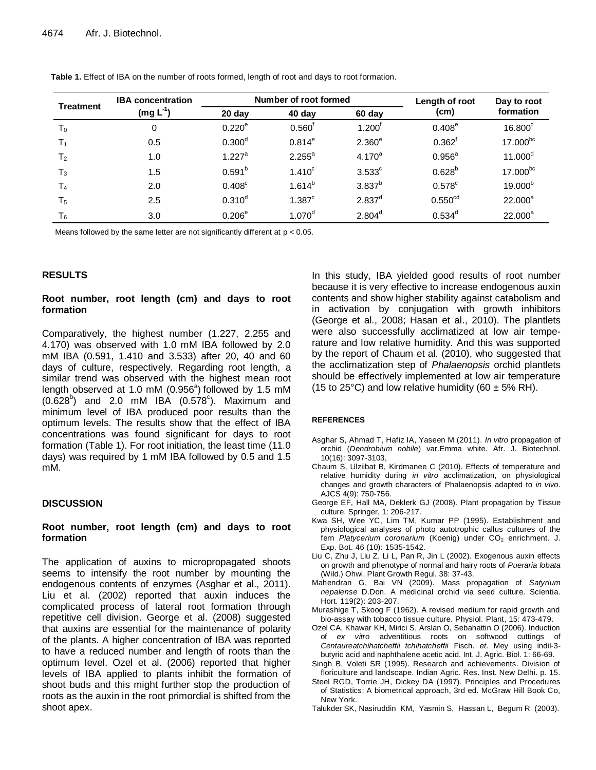**Table 1.** Effect of IBA on the number of roots formed, length of root and days to root formation.

| Treatment | IBA concentration ($mg\ L^{-1}$) | Number of root formed | | | Length of root (cm) | Day to root formation |
|---|---|---|---|---|---|---|
| | | 20 day | 40 day | 60 day | | |
| $T_0$ | 0 | $0.220^e$ | $0.560^f$ | $1.200^f$ | $0.408^e$ | $16.800^c$ |
| $T_1$ | 0.5 | $0.300^d$ | $0.814^e$ | $2.360^e$ | $0.362^f$ | $17.000^{bc}$ |
| $T_2$ | 1.0 | $1.227^a$ | $2.255^a$ | $4.170^a$ | $0.956^a$ | $11.000^d$ |
| $T_3$ | 1.5 | $0.591^b$ | $1.410^c$ | $3.533^c$ | $0.628^b$ | $17.000^{bc}$ |
| $T_4$ | 2.0 | $0.408^c$ | $1.614^b$ | $3.837^b$ | $0.578^c$ | $19.000^b$ |
| $T_5$ | 2.5 | $0.310^d$ | $1.387^c$ | $2.837^d$ | $0.550^{cd}$ | $22.000^a$ |
| $T_6$ | 3.0 | $0.206^e$ | $1.070^d$ | $2.804^d$ | $0.534^d$ | $22.000^a$ |

Means followed by the same letter are not significantly different at $p < 0.05$.

## RESULTS

### Root number, root length (cm) and days to root formation

Comparatively, the highest number (1.227, 2.255 and 4.170) was observed with 1.0 mM IBA followed by 2.0 mM IBA (0.591, 1.410 and 3.533) after 20, 40 and 60 days of culture, respectively. Regarding root length, a similar trend was observed with the highest mean root length observed at 1.0 mM ($0.956^a$) followed by 1.5 mM ($0.628^b$) and 2.0 mM IBA ($0.578^c$). Maximum and minimum level of IBA produced poor results than the optimum levels. The results show that the effect of IBA concentrations was found significant for days to root formation (Table 1). For root initiation, the least time (11.0 days) was required by 1 mM IBA followed by 0.5 and 1.5 mM.

## DISCUSSION

### Root number, root length (cm) and days to root formation

The application of auxins to micropropagated shoots seems to intensify the root number by mounting the endogenous contents of enzymes (Asghar et al., 2011). Liu et al. (2002) reported that auxin induces the complicated process of lateral root formation through repetitive cell division. George et al. (2008) suggested that auxins are essential for the maintenance of polarity of the plants. A higher concentration of IBA was reported to have a reduced number and length of roots than the optimum level. Ozel et al. (2006) reported that higher levels of IBA applied to plants inhibit the formation of shoot buds and this might further stop the production of roots as the auxin in the root primordial is shifted from the shoot apex.

In this study, IBA yielded good results of root number because it is very effective to increase endogenous auxin contents and show higher stability against catabolism and in activation by conjugation with growth inhibitors (George et al., 2008; Hasan et al., 2010). The plantlets were also successfully acclimatized at low air temperature and low relative humidity. And this was supported by the report of Chaum et al. (2010), who suggested that the acclimatization step of *Phalaenopsis* orchid plantlets should be effectively implemented at low air temperature (15 to 25°C) and low relative humidity (60 ± 5% RH).

#### REFERENCES

Asghar S, Ahmad T, Hafiz IA, Yaseen M (2011). *In vitro* propagation of orchid (*Dendrobium nobile*) var.Emma white. Afr. J. Biotechnol. 10(16): 3097-3103,

Chaum S, Ulziibat B, Kirdmanee C (2010). Effects of temperature and relative humidity during *in vitro* acclimatization, on physiological changes and growth characters of Phalaenopsis adapted to *in vivo*. AJCS 4(9): 750-756.

George EF, Hall MA, Deklerk GJ (2008). Plant propagation by Tissue culture. Springer, 1: 206-217.

Kwa SH, Wee YC, Lim TM, Kumar PP (1995). Establishment and physiological analyses of photo autotrophic callus cultures of the fern *Platycerium coronarium* (Koenig) under $CO_2$ enrichment. J. Exp. Bot. 46 (10): 1535-1542.

Liu C, Zhu J, Liu Z, Li L, Pan R, Jin L (2002). Exogenous auxin effects on growth and phenotype of normal and hairy roots of *Pueraria lobata* (Wild.) Ohwi. Plant Growth Regul. 38: 37-43.

Mahendran G, Bai VN (2009). Mass propagation of *Satyrium nepalense* D.Don. A medicinal orchid via seed culture. Scientia. Hort. 119(2): 203-207.

Murashige T, Skoog F (1962). A revised medium for rapid growth and bio-assay with tobacco tissue culture. Physiol. Plant, 15: 473-479.

Ozel CA, Khawar KH, Mirici S, Arslan O, Sebahattin O (2006). Induction of *ex vitro* adventitious roots on softwood cuttings of *Centaureatchihatcheffii tchihatcheffii* Fisch. *et*. Mey using indil-3-butyric acid and naphthalene acetic acid. Int. J. Agric. Biol. 1: 66-69.

Singh B, Voleti SR (1995). Research and achievements. Division of floriculture and landscape. Indian Agric. Res. Inst. New Delhi. p. 15.

Steel RGD, Torrie JH, Dickey DA (1997). Principles and Procedures of Statistics: A biometrical approach, 3rd ed. McGraw Hill Book Co, New York.

Talukder SK, Nasiruddin KM, Yasmin S, Hassan L, Begum R (2003).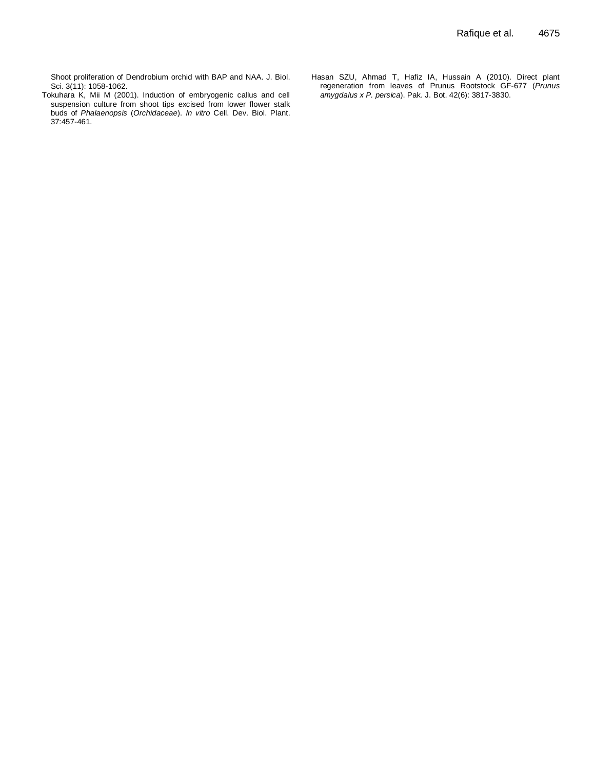Shoot proliferation of Dendrobium orchid with BAP and NAA. J. Biol. Sci. 3(11): 1058-1062.

Tokuhara K, Mii M (2001). Induction of embryogenic callus and cell suspension culture from shoot tips excised from lower flower stalk buds of *Phalaenopsis* (*Orchidaceae*). *In vitro* Cell. Dev. Biol. Plant. 37:457-461.

Hasan SZU, Ahmad T, Hafiz IA, Hussain A (2010). Direct plant regeneration from leaves of Prunus Rootstock GF-677 (*Prunus amygdalus x P. persica*). Pak. J. Bot. 42(6): 3817-3830.